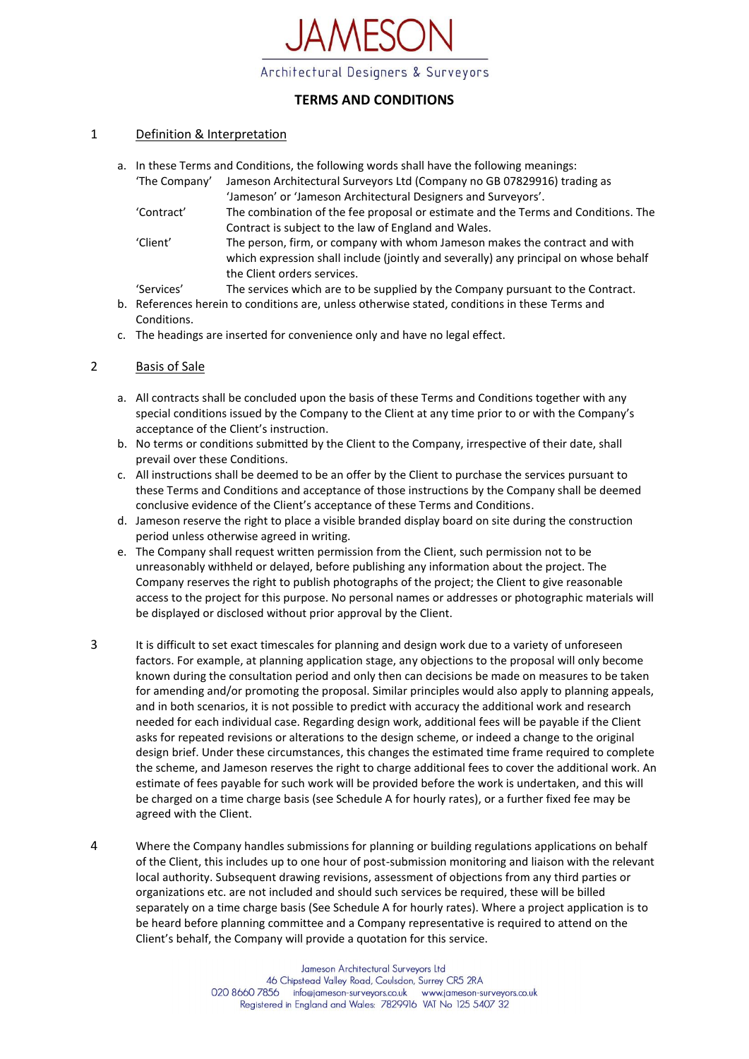# JAMESON

Architectural Designers & Surveyors

## TERMS AND CONDITIONS

### 1 Definition & Interpretation

a. In these Terms and Conditions, the following words shall have the following meanings:

| | |
|---|---|
| 'The Company' | Jameson Architectural Surveyors Ltd (Company no GB 07829916) trading as 'Jameson' or 'Jameson Architectural Designers and Surveyors'. |
| 'Contract' | The combination of the fee proposal or estimate and the Terms and Conditions. The Contract is subject to the law of England and Wales. |
| 'Client' | The person, firm, or company with whom Jameson makes the contract and with which expression shall include (jointly and severally) any principal on whose behalf the Client orders services. |
| 'Services' | The services which are to be supplied by the Company pursuant to the Contract. |

b. References herein to conditions are, unless otherwise stated, conditions in these Terms and Conditions.

c. The headings are inserted for convenience only and have no legal effect.

### 2 Basis of Sale

a. All contracts shall be concluded upon the basis of these Terms and Conditions together with any special conditions issued by the Company to the Client at any time prior to or with the Company's acceptance of the Client's instruction.

b. No terms or conditions submitted by the Client to the Company, irrespective of their date, shall prevail over these Conditions.

c. All instructions shall be deemed to be an offer by the Client to purchase the services pursuant to these Terms and Conditions and acceptance of those instructions by the Company shall be deemed conclusive evidence of the Client's acceptance of these Terms and Conditions.

d. Jameson reserve the right to place a visible branded display board on site during the construction period unless otherwise agreed in writing.

e. The Company shall request written permission from the Client, such permission not to be unreasonably withheld or delayed, before publishing any information about the project. The Company reserves the right to publish photographs of the project; the Client to give reasonable access to the project for this purpose. No personal names or addresses or photographic materials will be displayed or disclosed without prior approval by the Client.

3 It is difficult to set exact timescales for planning and design work due to a variety of unforeseen factors. For example, at planning application stage, any objections to the proposal will only become known during the consultation period and only then can decisions be made on measures to be taken for amending and/or promoting the proposal. Similar principles would also apply to planning appeals, and in both scenarios, it is not possible to predict with accuracy the additional work and research needed for each individual case. Regarding design work, additional fees will be payable if the Client asks for repeated revisions or alterations to the design scheme, or indeed a change to the original design brief. Under these circumstances, this changes the estimated time frame required to complete the scheme, and Jameson reserves the right to charge additional fees to cover the additional work. An estimate of fees payable for such work will be provided before the work is undertaken, and this will be charged on a time charge basis (see Schedule A for hourly rates), or a further fixed fee may be agreed with the Client.

4 Where the Company handles submissions for planning or building regulations applications on behalf of the Client, this includes up to one hour of post-submission monitoring and liaison with the relevant local authority. Subsequent drawing revisions, assessment of objections from any third parties or organizations etc. are not included and should such services be required, these will be billed separately on a time charge basis (See Schedule A for hourly rates). Where a project application is to be heard before planning committee and a Company representative is required to attend on the Client's behalf, the Company will provide a quotation for this service.

Jameson Architectural Surveyors Ltd
46 Chipstead Valley Road, Coulsdon, Surrey CR5 2RA
020 8660 7856 info@jameson-surveyors.co.uk www.jameson-surveyors.co.uk
Registered in England and Wales: 7829916 VAT No 125 5407 32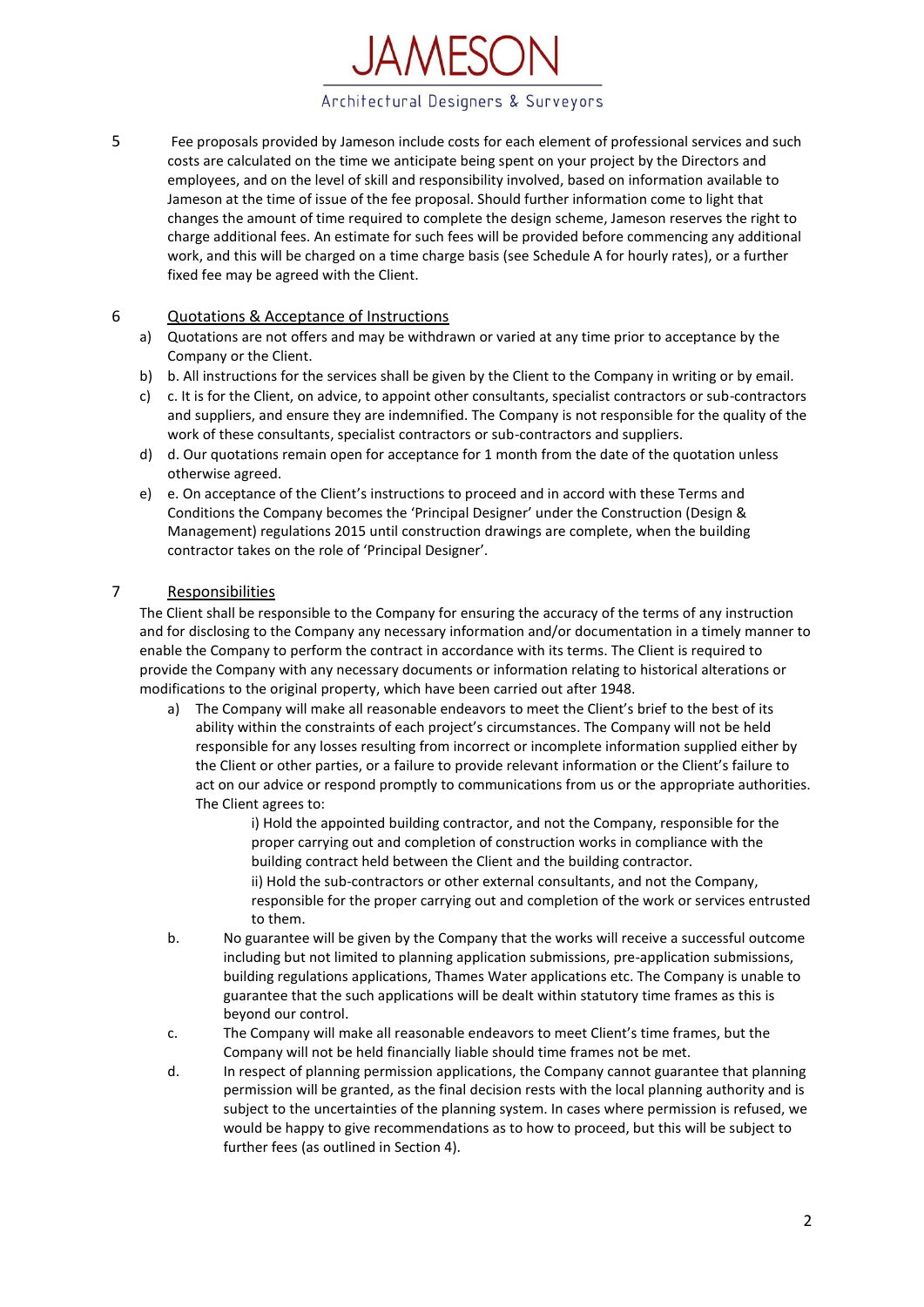5 Fee proposals provided by Jameson include costs for each element of professional services and such costs are calculated on the time we anticipate being spent on your project by the Directors and employees, and on the level of skill and responsibility involved, based on information available to Jameson at the time of issue of the fee proposal. Should further information come to light that changes the amount of time required to complete the design scheme, Jameson reserves the right to charge additional fees. An estimate for such fees will be provided before commencing any additional work, and this will be charged on a time charge basis (see Schedule A for hourly rates), or a further fixed fee may be agreed with the Client.

6 Quotations & Acceptance of Instructions

a) Quotations are not offers and may be withdrawn or varied at any time prior to acceptance by the Company or the Client.
b) b. All instructions for the services shall be given by the Client to the Company in writing or by email.
c) c. It is for the Client, on advice, to appoint other consultants, specialist contractors or sub-contractors and suppliers, and ensure they are indemnified. The Company is not responsible for the quality of the work of these consultants, specialist contractors or sub-contractors and suppliers.
d) d. Our quotations remain open for acceptance for 1 month from the date of the quotation unless otherwise agreed.
e) e. On acceptance of the Client's instructions to proceed and in accord with these Terms and Conditions the Company becomes the 'Principal Designer' under the Construction (Design & Management) regulations 2015 until construction drawings are complete, when the building contractor takes on the role of 'Principal Designer'.

7 Responsibilities

The Client shall be responsible to the Company for ensuring the accuracy of the terms of any instruction and for disclosing to the Company any necessary information and/or documentation in a timely manner to enable the Company to perform the contract in accordance with its terms. The Client is required to provide the Company with any necessary documents or information relating to historical alterations or modifications to the original property, which have been carried out after 1948.

a) The Company will make all reasonable endeavors to meet the Client's brief to the best of its ability within the constraints of each project's circumstances. The Company will not be held responsible for any losses resulting from incorrect or incomplete information supplied either by the Client or other parties, or a failure to provide relevant information or the Client's failure to act on our advice or respond promptly to communications from us or the appropriate authorities. The Client agrees to:

   i) Hold the appointed building contractor, and not the Company, responsible for the proper carrying out and completion of construction works in compliance with the building contract held between the Client and the building contractor.

   ii) Hold the sub-contractors or other external consultants, and not the Company, responsible for the proper carrying out and completion of the work or services entrusted to them.

b. No guarantee will be given by the Company that the works will receive a successful outcome including but not limited to planning application submissions, pre-application submissions, building regulations applications, Thames Water applications etc. The Company is unable to guarantee that the such applications will be dealt within statutory time frames as this is beyond our control.

c. The Company will make all reasonable endeavors to meet Client's time frames, but the Company will not be held financially liable should time frames not be met.

d. In respect of planning permission applications, the Company cannot guarantee that planning permission will be granted, as the final decision rests with the local planning authority and is subject to the uncertainties of the planning system. In cases where permission is refused, we would be happy to give recommendations as to how to proceed, but this will be subject to further fees (as outlined in Section 4).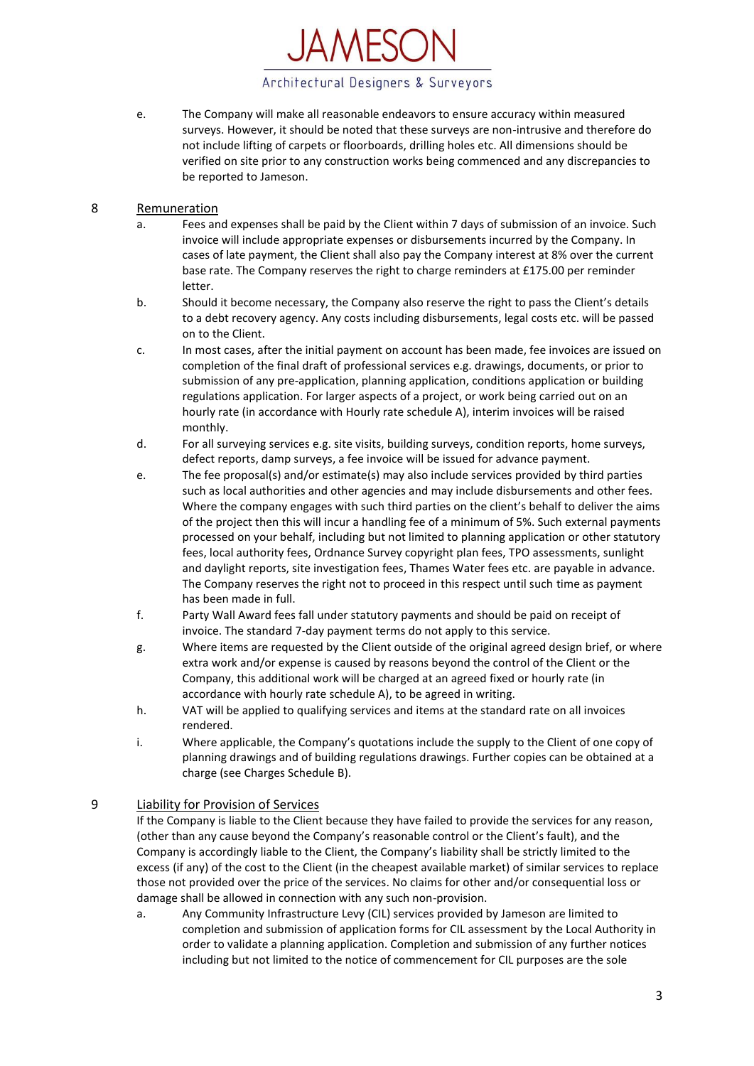e. The Company will make all reasonable endeavors to ensure accuracy within measured surveys. However, it should be noted that these surveys are non-intrusive and therefore do not include lifting of carpets or floorboards, drilling holes etc. All dimensions should be verified on site prior to any construction works being commenced and any discrepancies to be reported to Jameson.

## 8 Remuneration

a. Fees and expenses shall be paid by the Client within 7 days of submission of an invoice. Such invoice will include appropriate expenses or disbursements incurred by the Company. In cases of late payment, the Client shall also pay the Company interest at 8% over the current base rate. The Company reserves the right to charge reminders at £175.00 per reminder letter.

b. Should it become necessary, the Company also reserve the right to pass the Client's details to a debt recovery agency. Any costs including disbursements, legal costs etc. will be passed on to the Client.

c. In most cases, after the initial payment on account has been made, fee invoices are issued on completion of the final draft of professional services e.g. drawings, documents, or prior to submission of any pre-application, planning application, conditions application or building regulations application. For larger aspects of a project, or work being carried out on an hourly rate (in accordance with Hourly rate schedule A), interim invoices will be raised monthly.

d. For all surveying services e.g. site visits, building surveys, condition reports, home surveys, defect reports, damp surveys, a fee invoice will be issued for advance payment.

e. The fee proposal(s) and/or estimate(s) may also include services provided by third parties such as local authorities and other agencies and may include disbursements and other fees. Where the company engages with such third parties on the client's behalf to deliver the aims of the project then this will incur a handling fee of a minimum of 5%. Such external payments processed on your behalf, including but not limited to planning application or other statutory fees, local authority fees, Ordnance Survey copyright plan fees, TPO assessments, sunlight and daylight reports, site investigation fees, Thames Water fees etc. are payable in advance. The Company reserves the right not to proceed in this respect until such time as payment has been made in full.

f. Party Wall Award fees fall under statutory payments and should be paid on receipt of invoice. The standard 7-day payment terms do not apply to this service.

g. Where items are requested by the Client outside of the original agreed design brief, or where extra work and/or expense is caused by reasons beyond the control of the Client or the Company, this additional work will be charged at an agreed fixed or hourly rate (in accordance with hourly rate schedule A), to be agreed in writing.

h. VAT will be applied to qualifying services and items at the standard rate on all invoices rendered.

i. Where applicable, the Company's quotations include the supply to the Client of one copy of planning drawings and of building regulations drawings. Further copies can be obtained at a charge (see Charges Schedule B).

## 9 Liability for Provision of Services

If the Company is liable to the Client because they have failed to provide the services for any reason, (other than any cause beyond the Company's reasonable control or the Client's fault), and the Company is accordingly liable to the Client, the Company's liability shall be strictly limited to the excess (if any) of the cost to the Client (in the cheapest available market) of similar services to replace those not provided over the price of the services. No claims for other and/or consequential loss or damage shall be allowed in connection with any such non-provision.

a. Any Community Infrastructure Levy (CIL) services provided by Jameson are limited to completion and submission of application forms for CIL assessment by the Local Authority in order to validate a planning application. Completion and submission of any further notices including but not limited to the notice of commencement for CIL purposes are the sole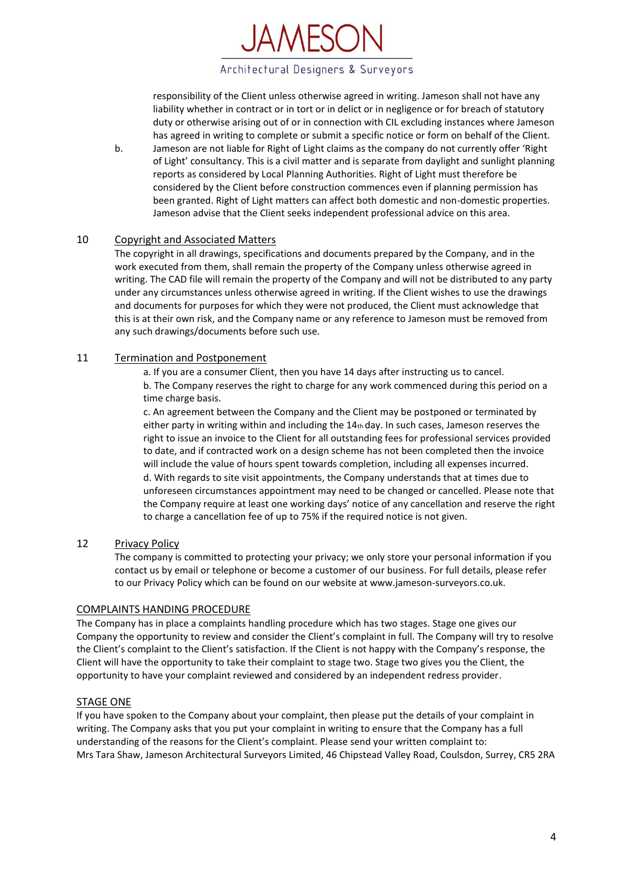responsibility of the Client unless otherwise agreed in writing. Jameson shall not have any liability whether in contract or in tort or in delict or in negligence or for breach of statutory duty or otherwise arising out of or in connection with CIL excluding instances where Jameson has agreed in writing to complete or submit a specific notice or form on behalf of the Client.

b. Jameson are not liable for Right of Light claims as the company do not currently offer 'Right of Light' consultancy. This is a civil matter and is separate from daylight and sunlight planning reports as considered by Local Planning Authorities. Right of Light must therefore be considered by the Client before construction commences even if planning permission has been granted. Right of Light matters can affect both domestic and non-domestic properties. Jameson advise that the Client seeks independent professional advice on this area.

## 10 Copyright and Associated Matters

The copyright in all drawings, specifications and documents prepared by the Company, and in the work executed from them, shall remain the property of the Company unless otherwise agreed in writing. The CAD file will remain the property of the Company and will not be distributed to any party under any circumstances unless otherwise agreed in writing. If the Client wishes to use the drawings and documents for purposes for which they were not produced, the Client must acknowledge that this is at their own risk, and the Company name or any reference to Jameson must be removed from any such drawings/documents before such use.

## 11 Termination and Postponement

a. If you are a consumer Client, then you have 14 days after instructing us to cancel.

b. The Company reserves the right to charge for any work commenced during this period on a time charge basis.

c. An agreement between the Company and the Client may be postponed or terminated by either party in writing within and including the 14th day. In such cases, Jameson reserves the right to issue an invoice to the Client for all outstanding fees for professional services provided to date, and if contracted work on a design scheme has not been completed then the invoice will include the value of hours spent towards completion, including all expenses incurred.

d. With regards to site visit appointments, the Company understands that at times due to unforeseen circumstances appointment may need to be changed or cancelled. Please note that the Company require at least one working days' notice of any cancellation and reserve the right to charge a cancellation fee of up to 75% if the required notice is not given.

## 12 Privacy Policy

The company is committed to protecting your privacy; we only store your personal information if you contact us by email or telephone or become a customer of our business. For full details, please refer to our Privacy Policy which can be found on our website at www.jameson-surveyors.co.uk.

## COMPLAINTS HANDING PROCEDURE

The Company has in place a complaints handling procedure which has two stages. Stage one gives our Company the opportunity to review and consider the Client's complaint in full. The Company will try to resolve the Client's complaint to the Client's satisfaction. If the Client is not happy with the Company's response, the Client will have the opportunity to take their complaint to stage two. Stage two gives you the Client, the opportunity to have your complaint reviewed and considered by an independent redress provider.

## STAGE ONE

If you have spoken to the Company about your complaint, then please put the details of your complaint in writing. The Company asks that you put your complaint in writing to ensure that the Company has a full understanding of the reasons for the Client's complaint. Please send your written complaint to:
Mrs Tara Shaw, Jameson Architectural Surveyors Limited, 46 Chipstead Valley Road, Coulsdon, Surrey, CR5 2RA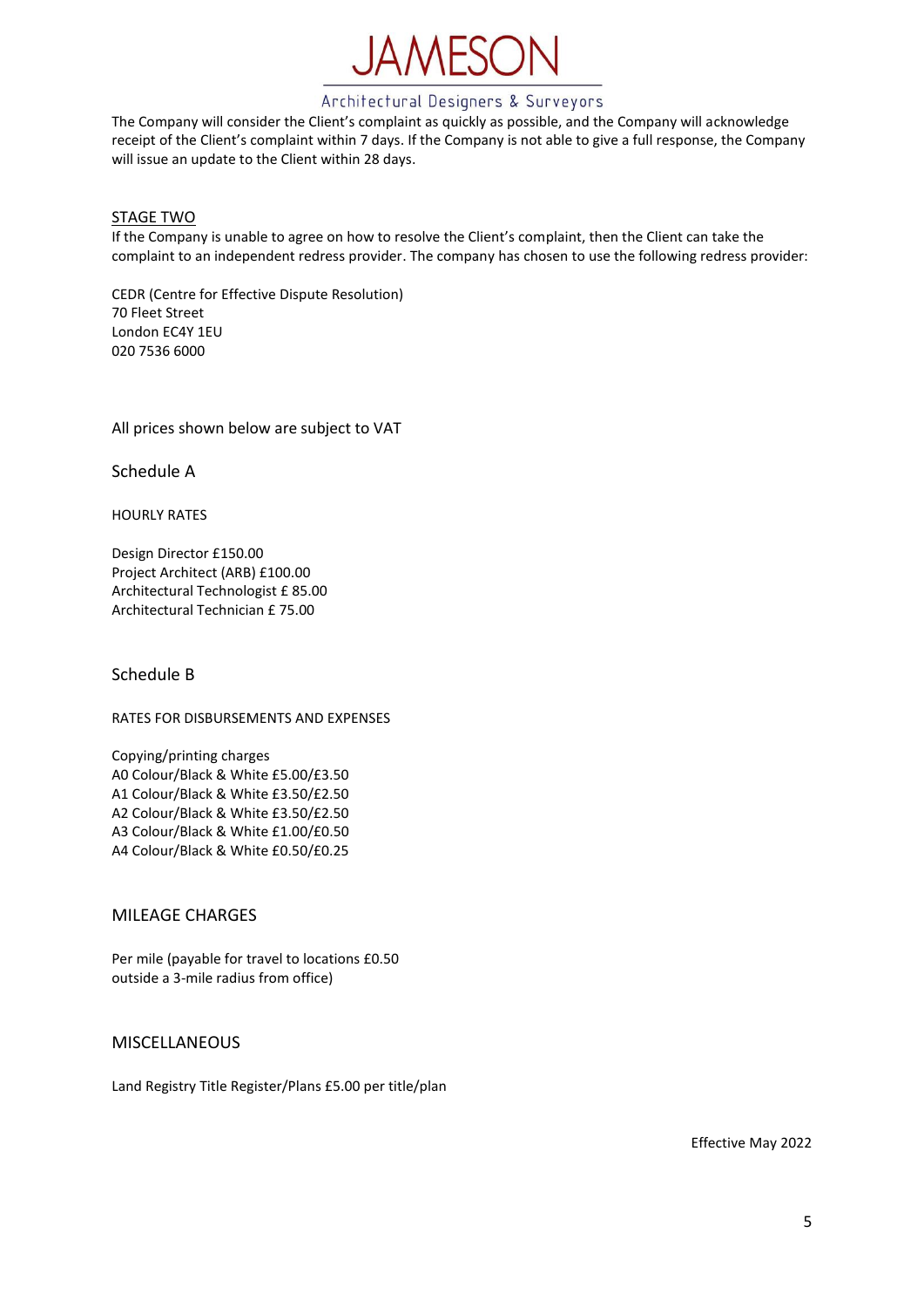The Company will consider the Client's complaint as quickly as possible, and the Company will acknowledge receipt of the Client's complaint within 7 days. If the Company is not able to give a full response, the Company will issue an update to the Client within 28 days.

### STAGE TWO

If the Company is unable to agree on how to resolve the Client's complaint, then the Client can take the complaint to an independent redress provider. The company has chosen to use the following redress provider:

CEDR (Centre for Effective Dispute Resolution)
70 Fleet Street
London EC4Y 1EU
020 7536 6000

All prices shown below are subject to VAT

## Schedule A

### HOURLY RATES

Design Director £150.00
Project Architect (ARB) £100.00
Architectural Technologist £ 85.00
Architectural Technician £ 75.00

## Schedule B

### RATES FOR DISBURSEMENTS AND EXPENSES

Copying/printing charges
A0 Colour/Black & White £5.00/£3.50
A1 Colour/Black & White £3.50/£2.50
A2 Colour/Black & White £3.50/£2.50
A3 Colour/Black & White £1.00/£0.50
A4 Colour/Black & White £0.50/£0.25

### MILEAGE CHARGES

Per mile (payable for travel to locations outside a 3-mile radius from office) £0.50

### MISCELLANEOUS

Land Registry Title Register/Plans £5.00 per title/plan

Effective May 2022